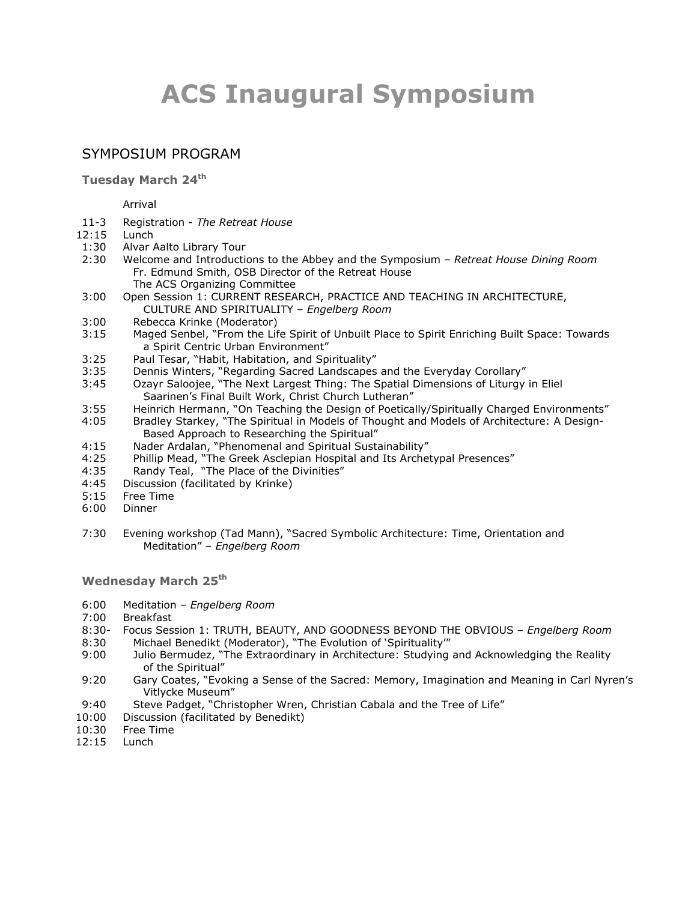# ACS Inaugural Symposium

## SYMPOSIUM PROGRAM

### Tuesday March 24th

Arrival

- 11-3 Registration - *The Retreat House*
- 12:15 Lunch
- 1:30 Alvar Aalto Library Tour
- 2:30 Welcome and Introductions to the Abbey and the Symposium – *Retreat House Dining Room*
  - Fr. Edmund Smith, OSB Director of the Retreat House
  - The ACS Organizing Committee
- 3:00 Open Session 1: CURRENT RESEARCH, PRACTICE AND TEACHING IN ARCHITECTURE, CULTURE AND SPIRITUALITY – *Engelberg Room*
- 3:00 Rebecca Krinke (Moderator)
- 3:15 Maged Senbel, "From the Life Spirit of Unbuilt Place to Spirit Enriching Built Space: Towards a Spirit Centric Urban Environment"
- 3:25 Paul Tesar, "Habit, Habitation, and Spirituality"
- 3:35 Dennis Winters, "Regarding Sacred Landscapes and the Everyday Corollary"
- 3:45 Ozayr Saloojee, "The Next Largest Thing: The Spatial Dimensions of Liturgy in Eliel Saarinen's Final Built Work, Christ Church Lutheran"
- 3:55 Heinrich Hermann, "On Teaching the Design of Poetically/Spiritually Charged Environments"
- 4:05 Bradley Starkey, "The Spiritual in Models of Thought and Models of Architecture: A Design-Based Approach to Researching the Spiritual"
- 4:15 Nader Ardalan, "Phenomenal and Spiritual Sustainability"
- 4:25 Phillip Mead, "The Greek Asclepian Hospital and Its Archetypal Presences"
- 4:35 Randy Teal, "The Place of the Divinities"
- 4:45 Discussion (facilitated by Krinke)
- 5:15 Free Time
- 6:00 Dinner
- 7:30 Evening workshop (Tad Mann), "Sacred Symbolic Architecture: Time, Orientation and Meditation" – *Engelberg Room*

### Wednesday March 25th

- 6:00 Meditation – *Engelberg Room*
- 7:00 Breakfast
- 8:30- Focus Session 1: TRUTH, BEAUTY, AND GOODNESS BEYOND THE OBVIOUS – *Engelberg Room*
- 8:30 Michael Benedikt (Moderator), "The Evolution of 'Spirituality'"
- 9:00 Julio Bermudez, "The Extraordinary in Architecture: Studying and Acknowledging the Reality of the Spiritual"
- 9:20 Gary Coates, "Evoking a Sense of the Sacred: Memory, Imagination and Meaning in Carl Nyren's Vitlycke Museum"
- 9:40 Steve Padget, "Christopher Wren, Christian Cabala and the Tree of Life"
- 10:00 Discussion (facilitated by Benedikt)
- 10:30 Free Time
- 12:15 Lunch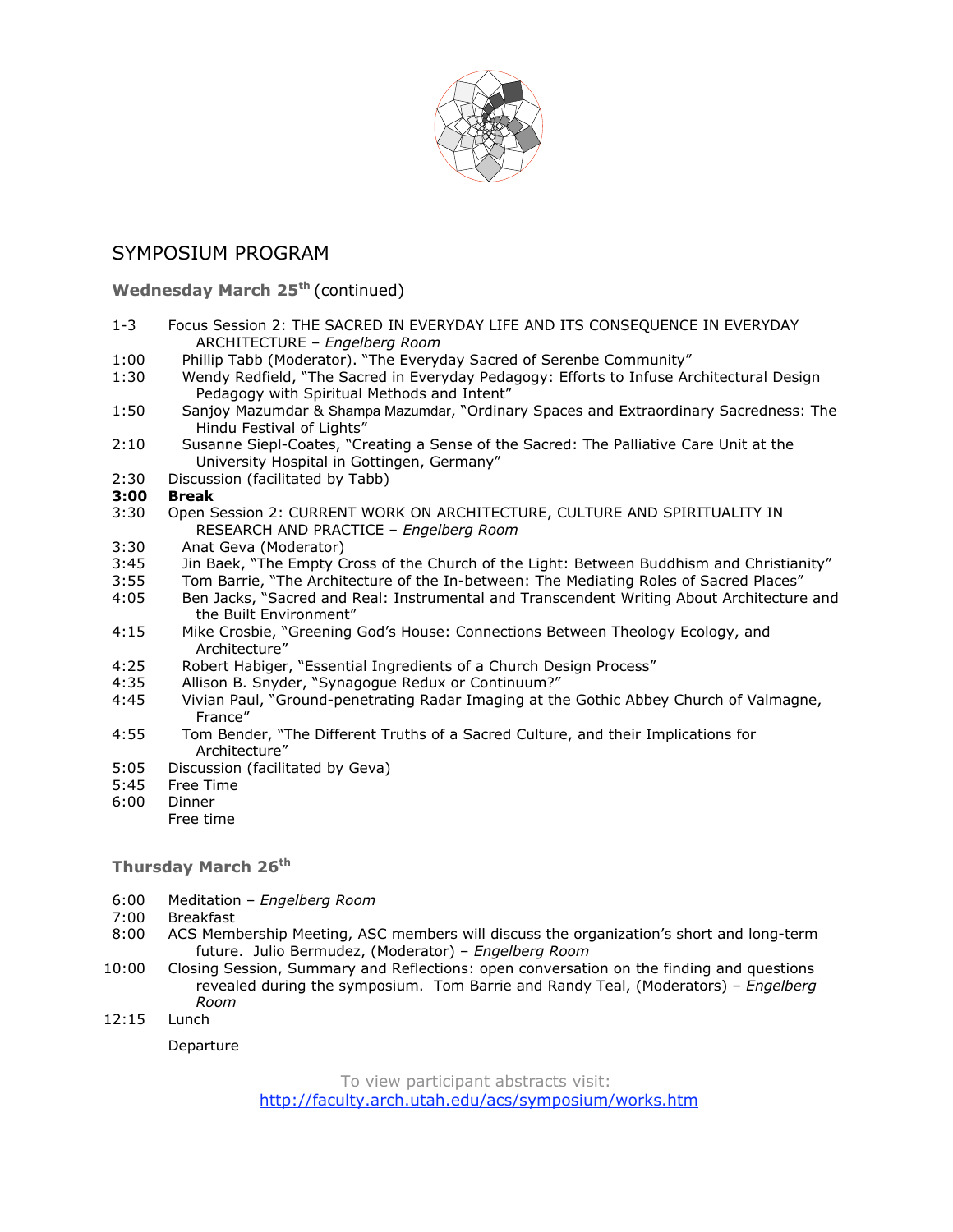## SYMPOSIUM PROGRAM

### Wednesday March 25th (continued)

1-3 Focus Session 2: THE SACRED IN EVERYDAY LIFE AND ITS CONSEQUENCE IN EVERYDAY ARCHITECTURE – *Engelberg Room*

1:00 Phillip Tabb (Moderator). "The Everyday Sacred of Serenbe Community"

1:30 Wendy Redfield, "The Sacred in Everyday Pedagogy: Efforts to Infuse Architectural Design Pedagogy with Spiritual Methods and Intent"

1:50 Sanjoy Mazumdar & Shampa Mazumdar, "Ordinary Spaces and Extraordinary Sacredness: The Hindu Festival of Lights"

2:10 Susanne Siepl-Coates, "Creating a Sense of the Sacred: The Palliative Care Unit at the University Hospital in Gottingen, Germany"

2:30 Discussion (facilitated by Tabb)

**3:00 Break**

3:30 Open Session 2: CURRENT WORK ON ARCHITECTURE, CULTURE AND SPIRITUALITY IN RESEARCH AND PRACTICE – *Engelberg Room*

3:30 Anat Geva (Moderator)

3:45 Jin Baek, "The Empty Cross of the Church of the Light: Between Buddhism and Christianity"

3:55 Tom Barrie, "The Architecture of the In-between: The Mediating Roles of Sacred Places"

4:05 Ben Jacks, "Sacred and Real: Instrumental and Transcendent Writing About Architecture and the Built Environment"

4:15 Mike Crosbie, "Greening God's House: Connections Between Theology Ecology, and Architecture"

4:25 Robert Habiger, "Essential Ingredients of a Church Design Process"

4:35 Allison B. Snyder, "Synagogue Redux or Continuum?"

4:45 Vivian Paul, "Ground-penetrating Radar Imaging at the Gothic Abbey Church of Valmagne, France"

4:55 Tom Bender, "The Different Truths of a Sacred Culture, and their Implications for Architecture"

5:05 Discussion (facilitated by Geva)

5:45 Free Time

6:00 Dinner
Free time

### Thursday March 26th

6:00 Meditation – *Engelberg Room*

7:00 Breakfast

8:00 ACS Membership Meeting, ASC members will discuss the organization's short and long-term future. Julio Bermudez, (Moderator) – *Engelberg Room*

10:00 Closing Session, Summary and Reflections: open conversation on the finding and questions revealed during the symposium. Tom Barrie and Randy Teal, (Moderators) – *Engelberg Room*

12:15 Lunch

Departure

To view participant abstracts visit:
http://faculty.arch.utah.edu/acs/symposium/works.htm